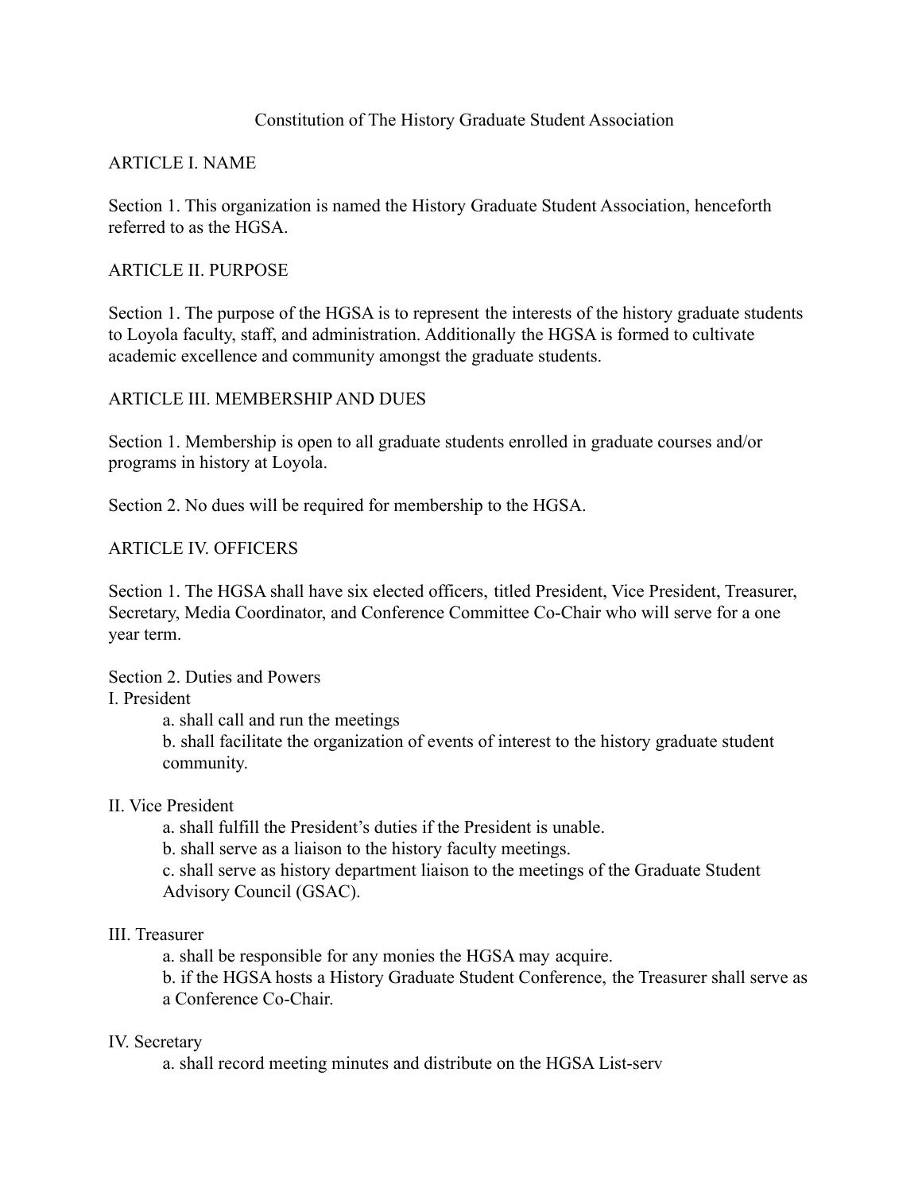# Constitution of The History Graduate Student Association

## ARTICLE I. NAME

Section 1. This organization is named the History Graduate Student Association, henceforth referred to as the HGSA.

## ARTICLE II. PURPOSE

Section 1. The purpose of the HGSA is to represent the interests of the history graduate students to Loyola faculty, staff, and administration. Additionally the HGSA is formed to cultivate academic excellence and community amongst the graduate students.

## ARTICLE III. MEMBERSHIP AND DUES

Section 1. Membership is open to all graduate students enrolled in graduate courses and/or programs in history at Loyola.

Section 2. No dues will be required for membership to the HGSA.

## ARTICLE IV. OFFICERS

Section 1. The HGSA shall have six elected officers, titled President, Vice President, Treasurer, Secretary, Media Coordinator, and Conference Committee Co-Chair who will serve for a one year term.

Section 2. Duties and Powers

I. President

- a. shall call and run the meetings
- b. shall facilitate the organization of events of interest to the history graduate student community.

II. Vice President

- a. shall fulfill the President's duties if the President is unable.
- b. shall serve as a liaison to the history faculty meetings.
- c. shall serve as history department liaison to the meetings of the Graduate Student Advisory Council (GSAC).

III. Treasurer

- a. shall be responsible for any monies the HGSA may acquire.
- b. if the HGSA hosts a History Graduate Student Conference, the Treasurer shall serve as a Conference Co-Chair.

IV. Secretary

- a. shall record meeting minutes and distribute on the HGSA List-serv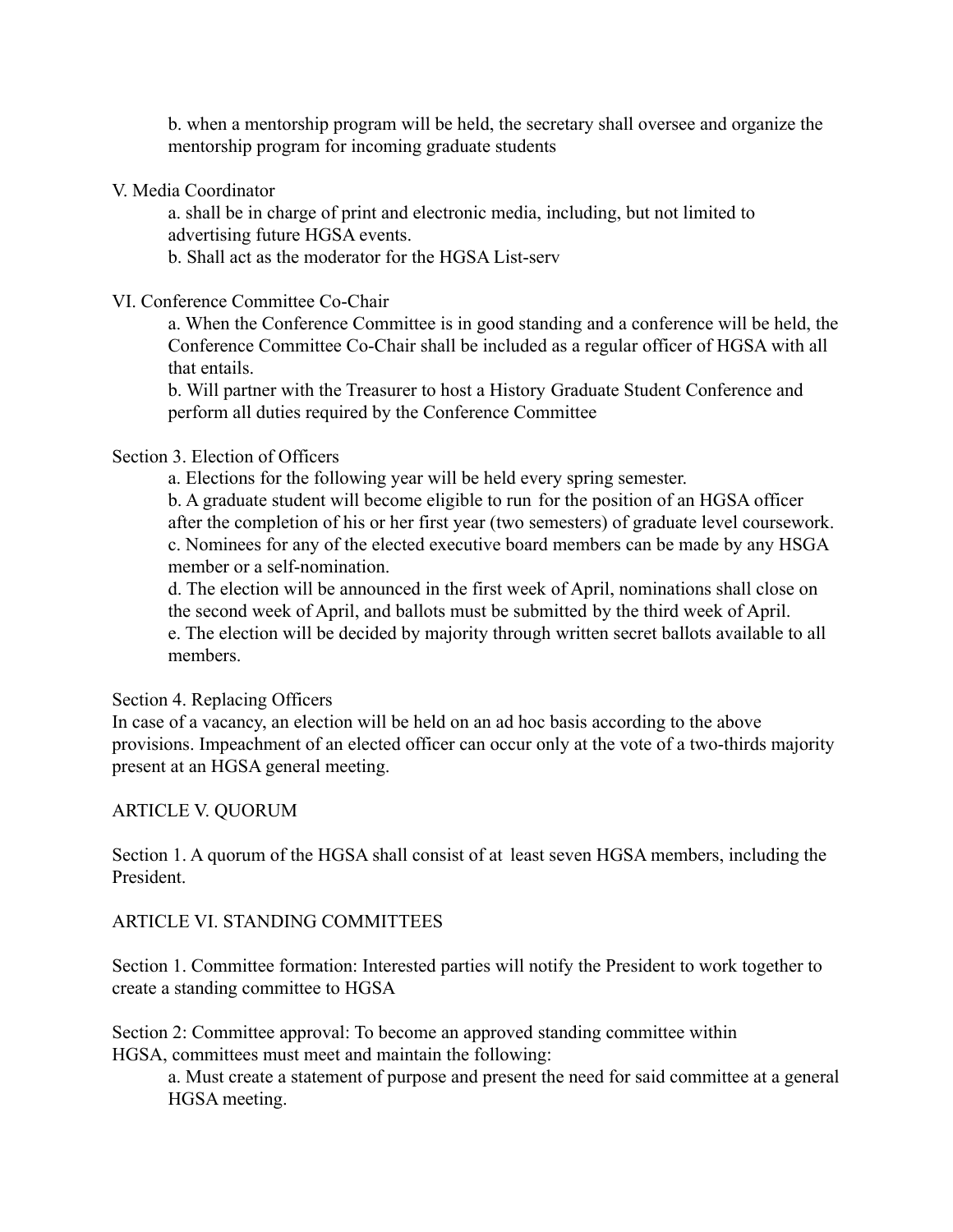b. when a mentorship program will be held, the secretary shall oversee and organize the mentorship program for incoming graduate students

V. Media Coordinator

a. shall be in charge of print and electronic media, including, but not limited to advertising future HGSA events.

b. Shall act as the moderator for the HGSA List-serv

VI. Conference Committee Co-Chair

a. When the Conference Committee is in good standing and a conference will be held, the Conference Committee Co-Chair shall be included as a regular officer of HGSA with all that entails.

b. Will partner with the Treasurer to host a History Graduate Student Conference and perform all duties required by the Conference Committee

Section 3. Election of Officers

a. Elections for the following year will be held every spring semester.

b. A graduate student will become eligible to run for the position of an HGSA officer after the completion of his or her first year (two semesters) of graduate level coursework.

c. Nominees for any of the elected executive board members can be made by any HSGA member or a self-nomination.

d. The election will be announced in the first week of April, nominations shall close on the second week of April, and ballots must be submitted by the third week of April.

e. The election will be decided by majority through written secret ballots available to all members.

Section 4. Replacing Officers

In case of a vacancy, an election will be held on an ad hoc basis according to the above provisions. Impeachment of an elected officer can occur only at the vote of a two-thirds majority present at an HGSA general meeting.

## ARTICLE V. QUORUM

Section 1. A quorum of the HGSA shall consist of at least seven HGSA members, including the President.

## ARTICLE VI. STANDING COMMITTEES

Section 1. Committee formation: Interested parties will notify the President to work together to create a standing committee to HGSA

Section 2: Committee approval: To become an approved standing committee within HGSA, committees must meet and maintain the following:

a. Must create a statement of purpose and present the need for said committee at a general HGSA meeting.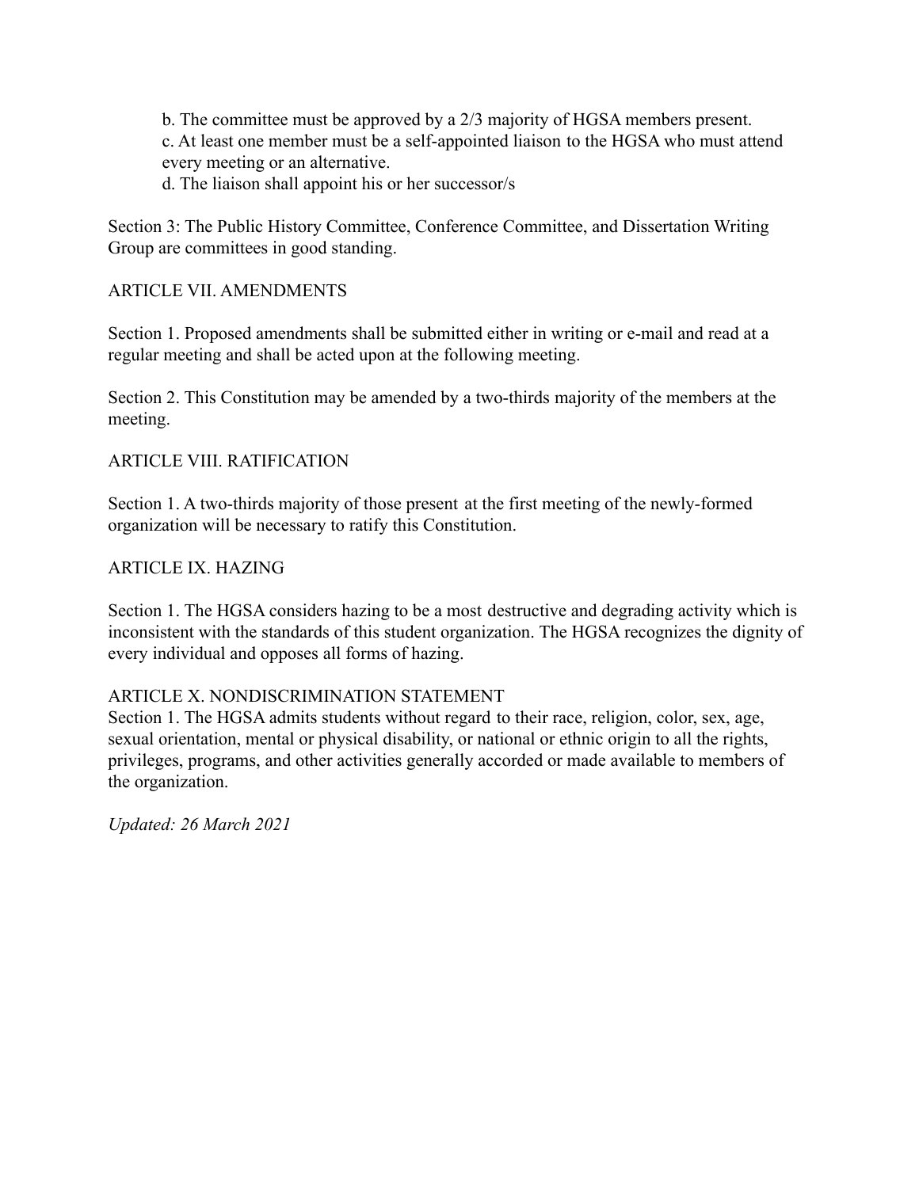b. The committee must be approved by a 2/3 majority of HGSA members present.
c. At least one member must be a self-appointed liaison to the HGSA who must attend every meeting or an alternative.
d. The liaison shall appoint his or her successor/s

Section 3: The Public History Committee, Conference Committee, and Dissertation Writing Group are committees in good standing.

## ARTICLE VII. AMENDMENTS

Section 1. Proposed amendments shall be submitted either in writing or e-mail and read at a regular meeting and shall be acted upon at the following meeting.

Section 2. This Constitution may be amended by a two-thirds majority of the members at the meeting.

## ARTICLE VIII. RATIFICATION

Section 1. A two-thirds majority of those present at the first meeting of the newly-formed organization will be necessary to ratify this Constitution.

## ARTICLE IX. HAZING

Section 1. The HGSA considers hazing to be a most destructive and degrading activity which is inconsistent with the standards of this student organization. The HGSA recognizes the dignity of every individual and opposes all forms of hazing.

## ARTICLE X. NONDISCRIMINATION STATEMENT

Section 1. The HGSA admits students without regard to their race, religion, color, sex, age, sexual orientation, mental or physical disability, or national or ethnic origin to all the rights, privileges, programs, and other activities generally accorded or made available to members of the organization.

*Updated: 26 March 2021*